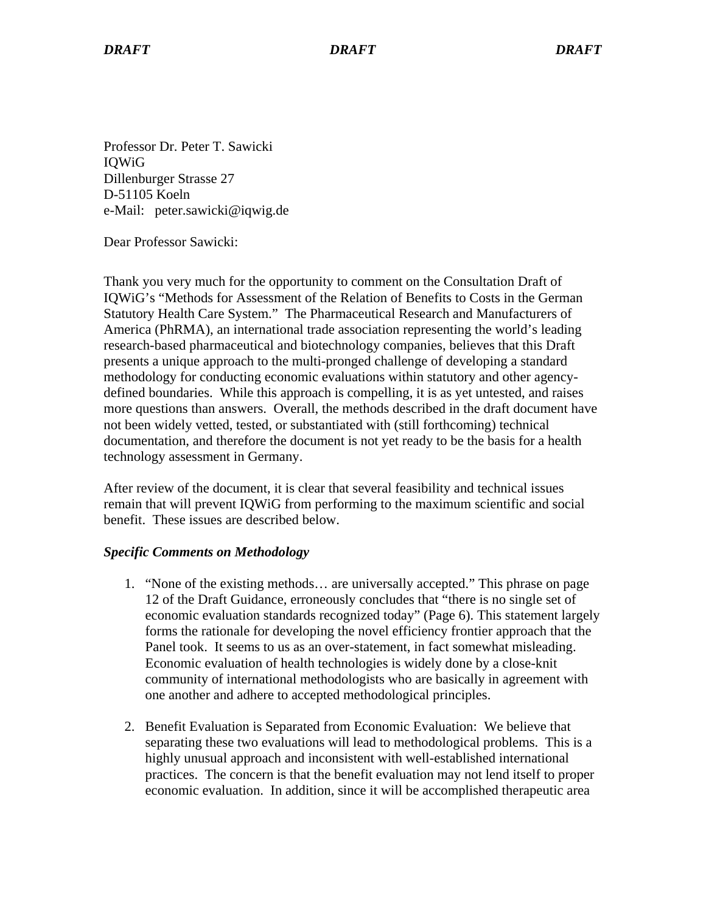*DRAFT* *DRAFT* *DRAFT*

Professor Dr. Peter T. Sawicki
IQWiG
Dillenburger Strasse 27
D-51105 Koeln
e-Mail: peter.sawicki@iqwig.de

Dear Professor Sawicki:

Thank you very much for the opportunity to comment on the Consultation Draft of IQWiG's "Methods for Assessment of the Relation of Benefits to Costs in the German Statutory Health Care System." The Pharmaceutical Research and Manufacturers of America (PhRMA), an international trade association representing the world's leading research-based pharmaceutical and biotechnology companies, believes that this Draft presents a unique approach to the multi-pronged challenge of developing a standard methodology for conducting economic evaluations within statutory and other agency-defined boundaries. While this approach is compelling, it is as yet untested, and raises more questions than answers. Overall, the methods described in the draft document have not been widely vetted, tested, or substantiated with (still forthcoming) technical documentation, and therefore the document is not yet ready to be the basis for a health technology assessment in Germany.

After review of the document, it is clear that several feasibility and technical issues remain that will prevent IQWiG from performing to the maximum scientific and social benefit. These issues are described below.

***Specific Comments on Methodology***

1. "None of the existing methods… are universally accepted." This phrase on page 12 of the Draft Guidance, erroneously concludes that "there is no single set of economic evaluation standards recognized today" (Page 6). This statement largely forms the rationale for developing the novel efficiency frontier approach that the Panel took. It seems to us as an over-statement, in fact somewhat misleading. Economic evaluation of health technologies is widely done by a close-knit community of international methodologists who are basically in agreement with one another and adhere to accepted methodological principles.

2. Benefit Evaluation is Separated from Economic Evaluation: We believe that separating these two evaluations will lead to methodological problems. This is a highly unusual approach and inconsistent with well-established international practices. The concern is that the benefit evaluation may not lend itself to proper economic evaluation. In addition, since it will be accomplished therapeutic area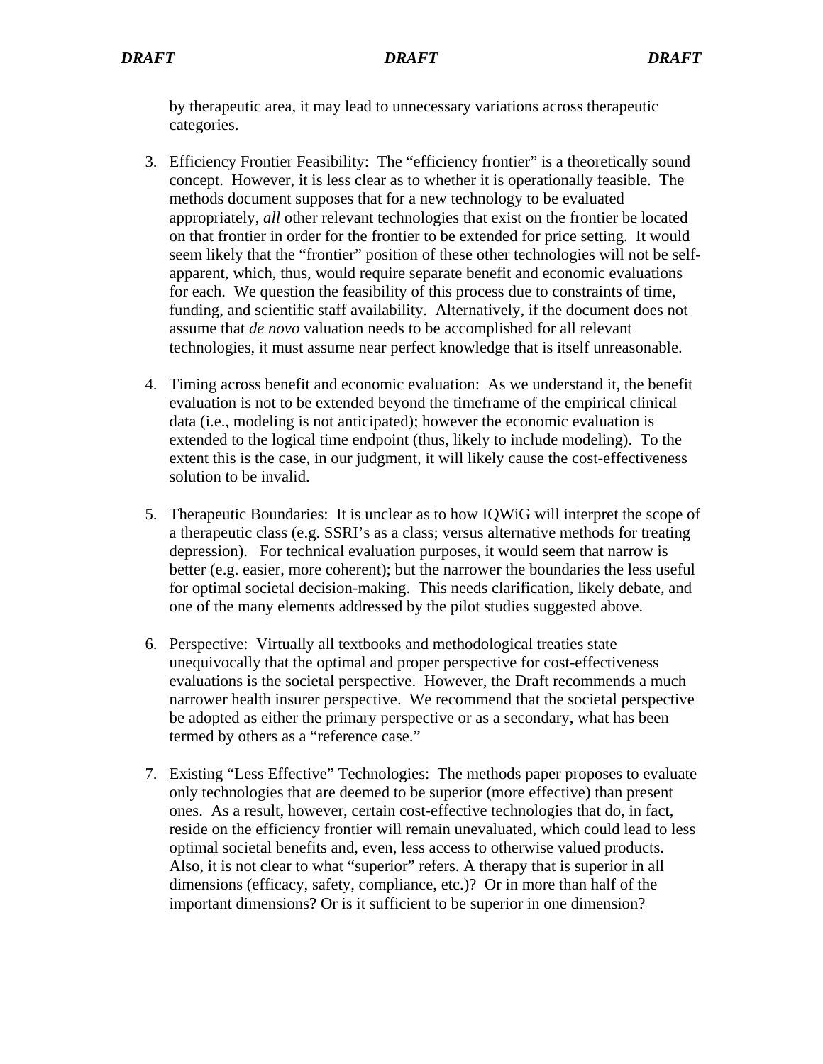by therapeutic area, it may lead to unnecessary variations across therapeutic categories.

3. Efficiency Frontier Feasibility: The "efficiency frontier" is a theoretically sound concept. However, it is less clear as to whether it is operationally feasible. The methods document supposes that for a new technology to be evaluated appropriately, *all* other relevant technologies that exist on the frontier be located on that frontier in order for the frontier to be extended for price setting. It would seem likely that the "frontier" position of these other technologies will not be self-apparent, which, thus, would require separate benefit and economic evaluations for each. We question the feasibility of this process due to constraints of time, funding, and scientific staff availability. Alternatively, if the document does not assume that *de novo* valuation needs to be accomplished for all relevant technologies, it must assume near perfect knowledge that is itself unreasonable.

4. Timing across benefit and economic evaluation: As we understand it, the benefit evaluation is not to be extended beyond the timeframe of the empirical clinical data (i.e., modeling is not anticipated); however the economic evaluation is extended to the logical time endpoint (thus, likely to include modeling). To the extent this is the case, in our judgment, it will likely cause the cost-effectiveness solution to be invalid.

5. Therapeutic Boundaries: It is unclear as to how IQWiG will interpret the scope of a therapeutic class (e.g. SSRI's as a class; versus alternative methods for treating depression). For technical evaluation purposes, it would seem that narrow is better (e.g. easier, more coherent); but the narrower the boundaries the less useful for optimal societal decision-making. This needs clarification, likely debate, and one of the many elements addressed by the pilot studies suggested above.

6. Perspective: Virtually all textbooks and methodological treaties state unequivocally that the optimal and proper perspective for cost-effectiveness evaluations is the societal perspective. However, the Draft recommends a much narrower health insurer perspective. We recommend that the societal perspective be adopted as either the primary perspective or as a secondary, what has been termed by others as a "reference case."

7. Existing "Less Effective" Technologies: The methods paper proposes to evaluate only technologies that are deemed to be superior (more effective) than present ones. As a result, however, certain cost-effective technologies that do, in fact, reside on the efficiency frontier will remain unevaluated, which could lead to less optimal societal benefits and, even, less access to otherwise valued products. Also, it is not clear to what "superior" refers. A therapy that is superior in all dimensions (efficacy, safety, compliance, etc.)? Or in more than half of the important dimensions? Or is it sufficient to be superior in one dimension?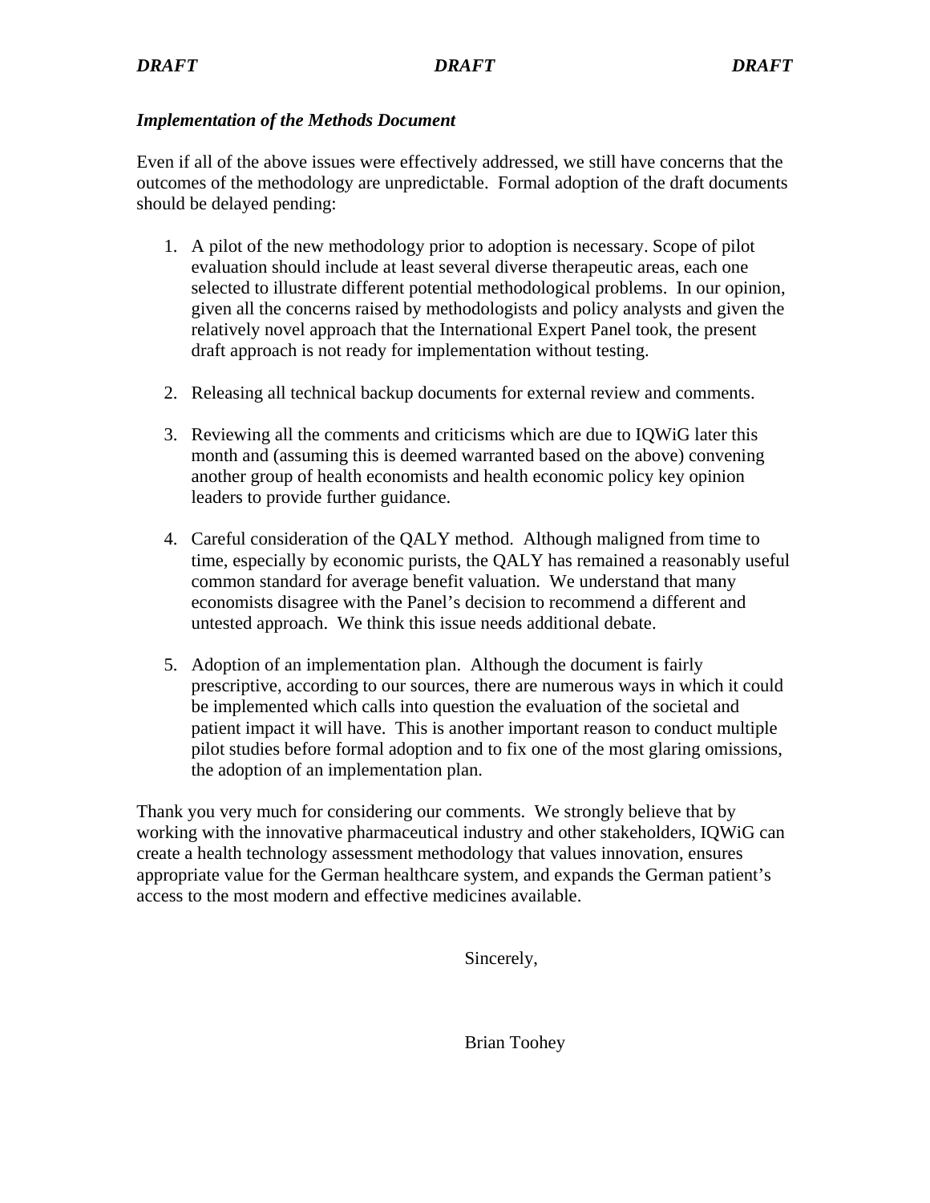*Implementation of the Methods Document*

Even if all of the above issues were effectively addressed, we still have concerns that the outcomes of the methodology are unpredictable. Formal adoption of the draft documents should be delayed pending:

1. A pilot of the new methodology prior to adoption is necessary. Scope of pilot evaluation should include at least several diverse therapeutic areas, each one selected to illustrate different potential methodological problems. In our opinion, given all the concerns raised by methodologists and policy analysts and given the relatively novel approach that the International Expert Panel took, the present draft approach is not ready for implementation without testing.

2. Releasing all technical backup documents for external review and comments.

3. Reviewing all the comments and criticisms which are due to IQWiG later this month and (assuming this is deemed warranted based on the above) convening another group of health economists and health economic policy key opinion leaders to provide further guidance.

4. Careful consideration of the QALY method. Although maligned from time to time, especially by economic purists, the QALY has remained a reasonably useful common standard for average benefit valuation. We understand that many economists disagree with the Panel's decision to recommend a different and untested approach. We think this issue needs additional debate.

5. Adoption of an implementation plan. Although the document is fairly prescriptive, according to our sources, there are numerous ways in which it could be implemented which calls into question the evaluation of the societal and patient impact it will have. This is another important reason to conduct multiple pilot studies before formal adoption and to fix one of the most glaring omissions, the adoption of an implementation plan.

Thank you very much for considering our comments. We strongly believe that by working with the innovative pharmaceutical industry and other stakeholders, IQWiG can create a health technology assessment methodology that values innovation, ensures appropriate value for the German healthcare system, and expands the German patient's access to the most modern and effective medicines available.

Sincerely,

Brian Toohey